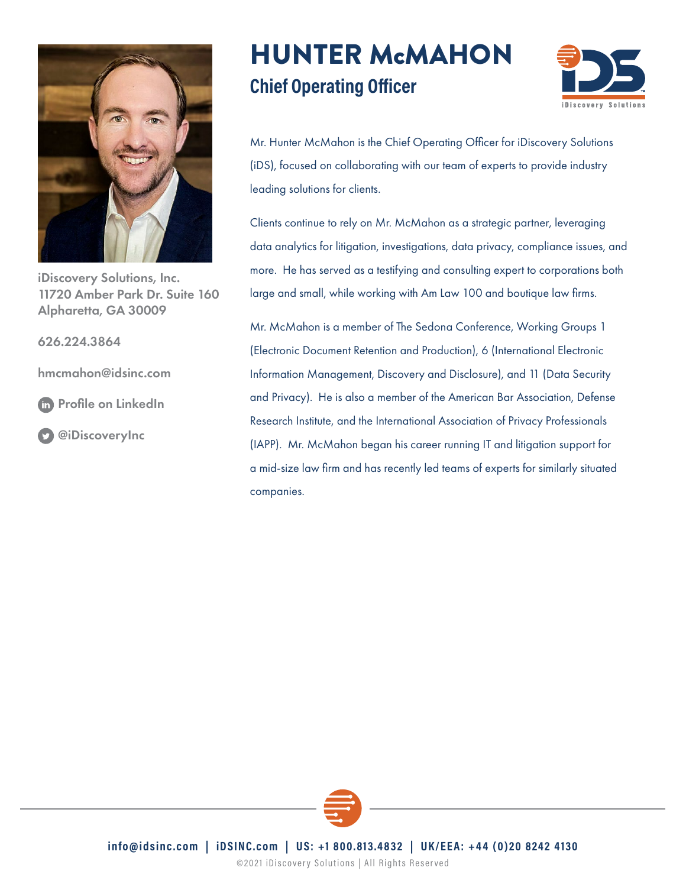# HUNTER McMAHON

## Chief Operating Officer

iDiscovery Solutions, Inc.
11720 Amber Park Dr. Suite 160
Alpharetta, GA 30009

626.224.3864

hmcmahon@idsinc.com

Profile on LinkedIn

@iDiscoveryInc

Mr. Hunter McMahon is the Chief Operating Officer for iDiscovery Solutions (iDS), focused on collaborating with our team of experts to provide industry leading solutions for clients.

Clients continue to rely on Mr. McMahon as a strategic partner, leveraging data analytics for litigation, investigations, data privacy, compliance issues, and more. He has served as a testifying and consulting expert to corporations both large and small, while working with Am Law 100 and boutique law firms.

Mr. McMahon is a member of The Sedona Conference, Working Groups 1 (Electronic Document Retention and Production), 6 (International Electronic Information Management, Discovery and Disclosure), and 11 (Data Security and Privacy). He is also a member of the American Bar Association, Defense Research Institute, and the International Association of Privacy Professionals (IAPP). Mr. McMahon began his career running IT and litigation support for a mid-size law firm and has recently led teams of experts for similarly situated companies.

info@idsinc.com | iDSINC.com | US: +1 800.813.4832 | UK/EEA: +44 (0)20 8242 4130

©2021 iDiscovery Solutions | All Rights Reserved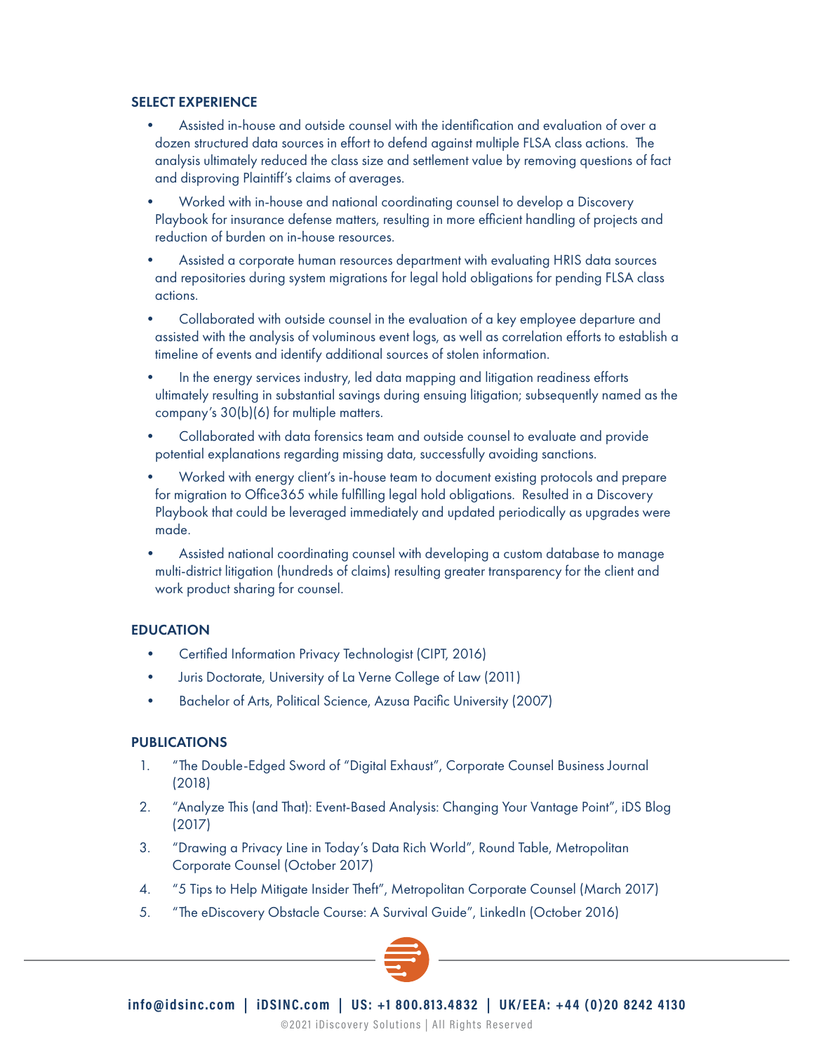## SELECT EXPERIENCE

- Assisted in-house and outside counsel with the identification and evaluation of over a dozen structured data sources in effort to defend against multiple FLSA class actions. The analysis ultimately reduced the class size and settlement value by removing questions of fact and disproving Plaintiff's claims of averages.
- Worked with in-house and national coordinating counsel to develop a Discovery Playbook for insurance defense matters, resulting in more efficient handling of projects and reduction of burden on in-house resources.
- Assisted a corporate human resources department with evaluating HRIS data sources and repositories during system migrations for legal hold obligations for pending FLSA class actions.
- Collaborated with outside counsel in the evaluation of a key employee departure and assisted with the analysis of voluminous event logs, as well as correlation efforts to establish a timeline of events and identify additional sources of stolen information.
- In the energy services industry, led data mapping and litigation readiness efforts ultimately resulting in substantial savings during ensuing litigation; subsequently named as the company's 30(b)(6) for multiple matters.
- Collaborated with data forensics team and outside counsel to evaluate and provide potential explanations regarding missing data, successfully avoiding sanctions.
- Worked with energy client's in-house team to document existing protocols and prepare for migration to Office365 while fulfilling legal hold obligations. Resulted in a Discovery Playbook that could be leveraged immediately and updated periodically as upgrades were made.
- Assisted national coordinating counsel with developing a custom database to manage multi-district litigation (hundreds of claims) resulting greater transparency for the client and work product sharing for counsel.

## EDUCATION

- Certified Information Privacy Technologist (CIPT, 2016)
- Juris Doctorate, University of La Verne College of Law (2011)
- Bachelor of Arts, Political Science, Azusa Pacific University (2007)

## PUBLICATIONS

1. "The Double-Edged Sword of "Digital Exhaust", Corporate Counsel Business Journal (2018)
2. "Analyze This (and That): Event-Based Analysis: Changing Your Vantage Point", iDS Blog (2017)
3. "Drawing a Privacy Line in Today's Data Rich World", Round Table, Metropolitan Corporate Counsel (October 2017)
4. "5 Tips to Help Mitigate Insider Theft", Metropolitan Corporate Counsel (March 2017)
5. "The eDiscovery Obstacle Course: A Survival Guide", LinkedIn (October 2016)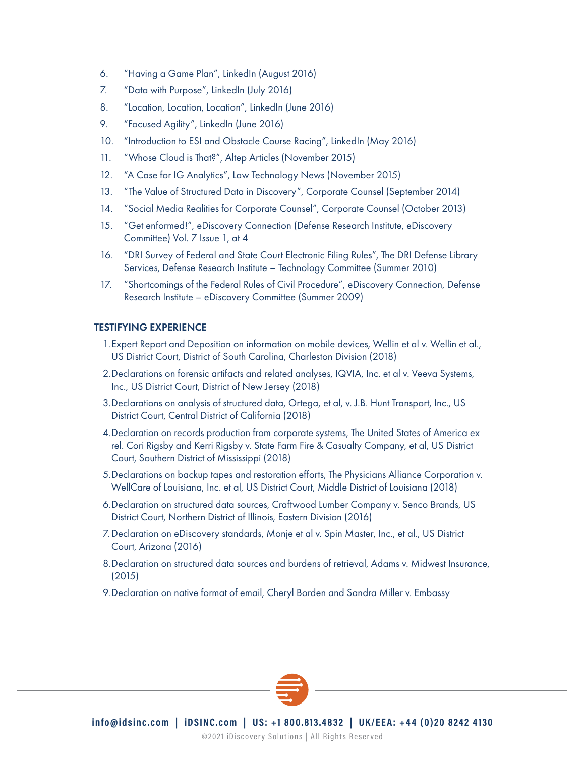6. "Having a Game Plan", LinkedIn (August 2016)
7. "Data with Purpose", LinkedIn (July 2016)
8. "Location, Location, Location", LinkedIn (June 2016)
9. "Focused Agility", LinkedIn (June 2016)
10. "Introduction to ESI and Obstacle Course Racing", LinkedIn (May 2016)
11. "Whose Cloud is That?", Altep Articles (November 2015)
12. "A Case for IG Analytics", Law Technology News (November 2015)
13. "The Value of Structured Data in Discovery", Corporate Counsel (September 2014)
14. "Social Media Realities for Corporate Counsel", Corporate Counsel (October 2013)
15. "Get enformed!", eDiscovery Connection (Defense Research Institute, eDiscovery Committee) Vol. 7 Issue 1, at 4
16. "DRI Survey of Federal and State Court Electronic Filing Rules", The DRI Defense Library Services, Defense Research Institute – Technology Committee (Summer 2010)
17. "Shortcomings of the Federal Rules of Civil Procedure", eDiscovery Connection, Defense Research Institute – eDiscovery Committee (Summer 2009)

## TESTIFYING EXPERIENCE

1. Expert Report and Deposition on information on mobile devices, Wellin et al v. Wellin et al., US District Court, District of South Carolina, Charleston Division (2018)
2. Declarations on forensic artifacts and related analyses, IQVIA, Inc. et al v. Veeva Systems, Inc., US District Court, District of New Jersey (2018)
3. Declarations on analysis of structured data, Ortega, et al, v. J.B. Hunt Transport, Inc., US District Court, Central District of California (2018)
4. Declaration on records production from corporate systems, The United States of America ex rel. Cori Rigsby and Kerri Rigsby v. State Farm Fire & Casualty Company, et al, US District Court, Southern District of Mississippi (2018)
5. Declarations on backup tapes and restoration efforts, The Physicians Alliance Corporation v. WellCare of Louisiana, Inc. et al, US District Court, Middle District of Louisiana (2018)
6. Declaration on structured data sources, Craftwood Lumber Company v. Senco Brands, US District Court, Northern District of Illinois, Eastern Division (2016)
7. Declaration on eDiscovery standards, Monje et al v. Spin Master, Inc., et al., US District Court, Arizona (2016)
8. Declaration on structured data sources and burdens of retrieval, Adams v. Midwest Insurance, (2015)
9. Declaration on native format of email, Cheryl Borden and Sandra Miller v. Embassy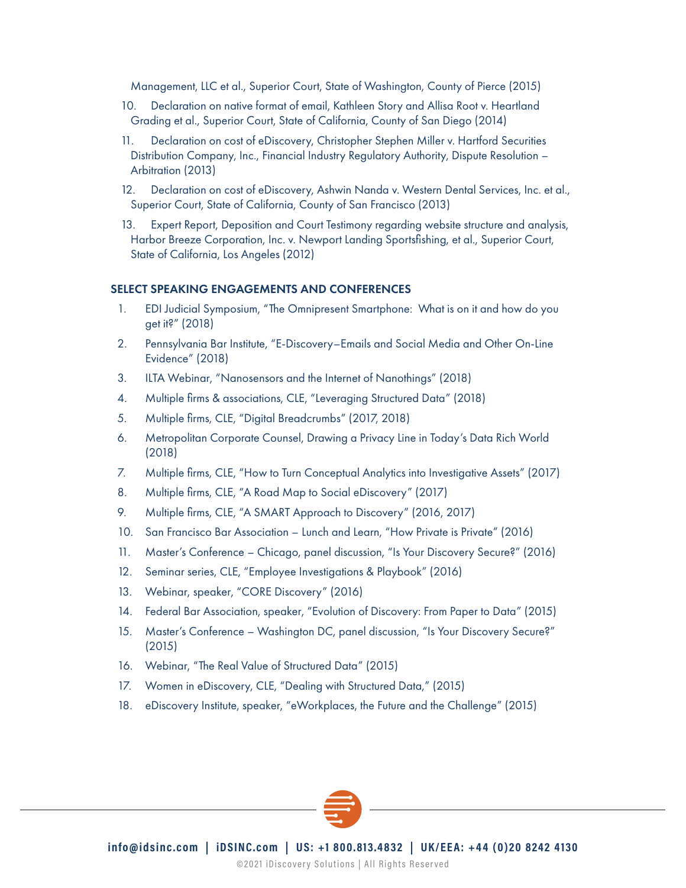Management, LLC et al., Superior Court, State of Washington, County of Pierce (2015)

10. Declaration on native format of email, Kathleen Story and Allisa Root v. Heartland Grading et al., Superior Court, State of California, County of San Diego (2014)

11. Declaration on cost of eDiscovery, Christopher Stephen Miller v. Hartford Securities Distribution Company, Inc., Financial Industry Regulatory Authority, Dispute Resolution – Arbitration (2013)

12. Declaration on cost of eDiscovery, Ashwin Nanda v. Western Dental Services, Inc. et al., Superior Court, State of California, County of San Francisco (2013)

13. Expert Report, Deposition and Court Testimony regarding website structure and analysis, Harbor Breeze Corporation, Inc. v. Newport Landing Sportsfishing, et al., Superior Court, State of California, Los Angeles (2012)

## SELECT SPEAKING ENGAGEMENTS AND CONFERENCES

1. EDI Judicial Symposium, "The Omnipresent Smartphone: What is on it and how do you get it?" (2018)
2. Pennsylvania Bar Institute, "E-Discovery—Emails and Social Media and Other On-Line Evidence" (2018)
3. ILTA Webinar, "Nanosensors and the Internet of Nanothings" (2018)
4. Multiple firms & associations, CLE, "Leveraging Structured Data" (2018)
5. Multiple firms, CLE, "Digital Breadcrumbs" (2017, 2018)
6. Metropolitan Corporate Counsel, Drawing a Privacy Line in Today's Data Rich World (2018)
7. Multiple firms, CLE, "How to Turn Conceptual Analytics into Investigative Assets" (2017)
8. Multiple firms, CLE, "A Road Map to Social eDiscovery" (2017)
9. Multiple firms, CLE, "A SMART Approach to Discovery" (2016, 2017)
10. San Francisco Bar Association – Lunch and Learn, "How Private is Private" (2016)
11. Master's Conference – Chicago, panel discussion, "Is Your Discovery Secure?" (2016)
12. Seminar series, CLE, "Employee Investigations & Playbook" (2016)
13. Webinar, speaker, "CORE Discovery" (2016)
14. Federal Bar Association, speaker, "Evolution of Discovery: From Paper to Data" (2015)
15. Master's Conference – Washington DC, panel discussion, "Is Your Discovery Secure?" (2015)
16. Webinar, "The Real Value of Structured Data" (2015)
17. Women in eDiscovery, CLE, "Dealing with Structured Data," (2015)
18. eDiscovery Institute, speaker, "eWorkplaces, the Future and the Challenge" (2015)

**info@idsinc.com | iDSINC.com | US: +1 800.813.4832 | UK/EEA: +44 (0)20 8242 4130**

©2021 iDiscovery Solutions | All Rights Reserved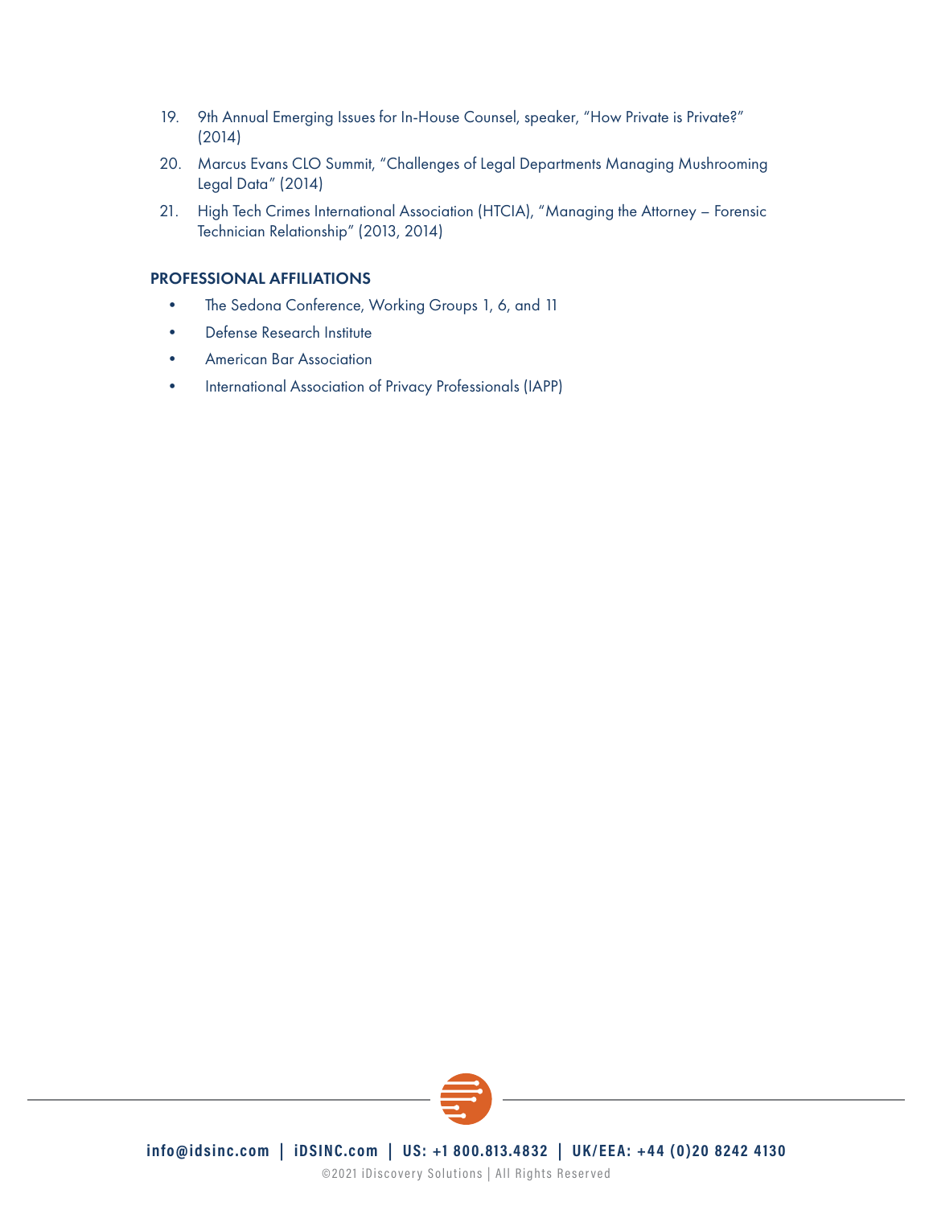19. 9th Annual Emerging Issues for In-House Counsel, speaker, "How Private is Private?" (2014)
20. Marcus Evans CLO Summit, "Challenges of Legal Departments Managing Mushrooming Legal Data" (2014)
21. High Tech Crimes International Association (HTCIA), "Managing the Attorney – Forensic Technician Relationship" (2013, 2014)

## PROFESSIONAL AFFILIATIONS

- The Sedona Conference, Working Groups 1, 6, and 11
- Defense Research Institute
- American Bar Association
- International Association of Privacy Professionals (IAPP)